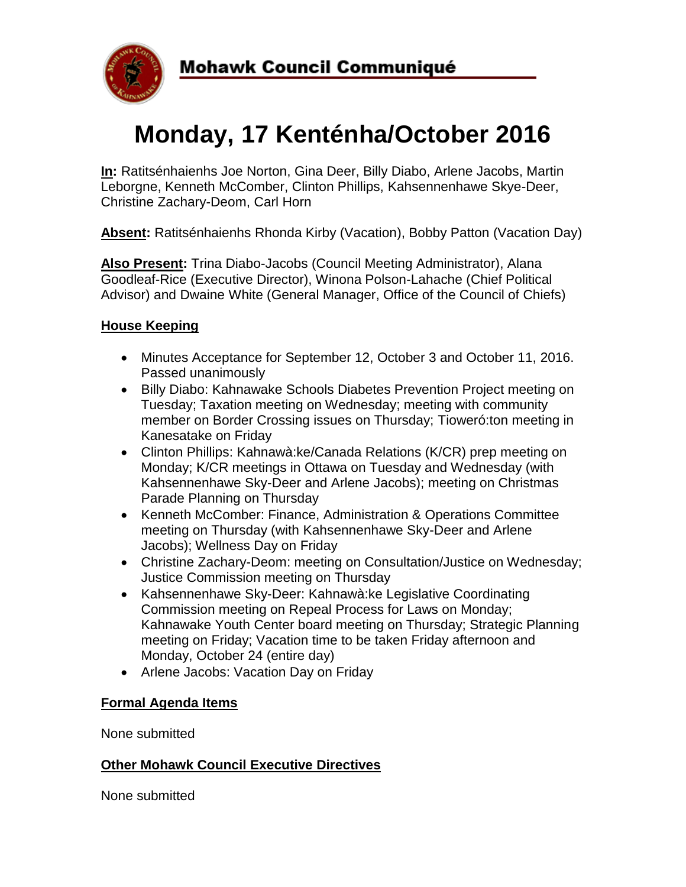# Mohawk Council Communiqué

# Monday, 17 Kenténha/October 2016

**In:** Ratitsénhaienhs Joe Norton, Gina Deer, Billy Diabo, Arlene Jacobs, Martin Leborgne, Kenneth McComber, Clinton Phillips, Kahsennenhawe Skye-Deer, Christine Zachary-Deom, Carl Horn

**Absent:** Ratitsénhaienhs Rhonda Kirby (Vacation), Bobby Patton (Vacation Day)

**Also Present:** Trina Diabo-Jacobs (Council Meeting Administrator), Alana Goodleaf-Rice (Executive Director), Winona Polson-Lahache (Chief Political Advisor) and Dwaine White (General Manager, Office of the Council of Chiefs)

## House Keeping

- Minutes Acceptance for September 12, October 3 and October 11, 2016. Passed unanimously
- Billy Diabo: Kahnawake Schools Diabetes Prevention Project meeting on Tuesday; Taxation meeting on Wednesday; meeting with community member on Border Crossing issues on Thursday; Tioweró:ton meeting in Kanesatake on Friday
- Clinton Phillips: Kahnawà:ke/Canada Relations (K/CR) prep meeting on Monday; K/CR meetings in Ottawa on Tuesday and Wednesday (with Kahsennenhawe Sky-Deer and Arlene Jacobs); meeting on Christmas Parade Planning on Thursday
- Kenneth McComber: Finance, Administration & Operations Committee meeting on Thursday (with Kahsennenhawe Sky-Deer and Arlene Jacobs); Wellness Day on Friday
- Christine Zachary-Deom: meeting on Consultation/Justice on Wednesday; Justice Commission meeting on Thursday
- Kahsennenhawe Sky-Deer: Kahnawà:ke Legislative Coordinating Commission meeting on Repeal Process for Laws on Monday; Kahnawake Youth Center board meeting on Thursday; Strategic Planning meeting on Friday; Vacation time to be taken Friday afternoon and Monday, October 24 (entire day)
- Arlene Jacobs: Vacation Day on Friday

## Formal Agenda Items

None submitted

## Other Mohawk Council Executive Directives

None submitted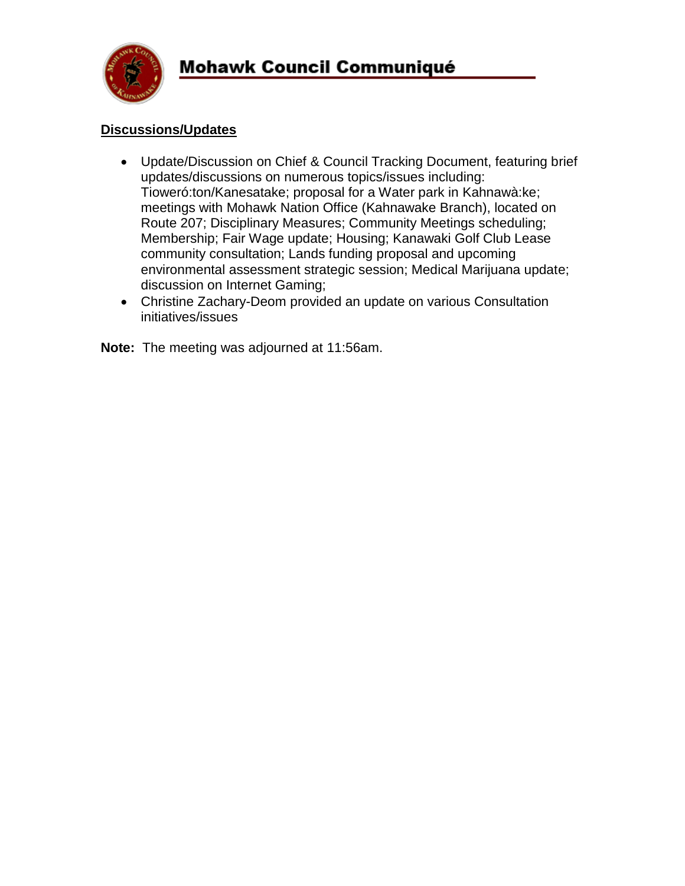# Mohawk Council Communiqué

**Discussions/Updates**

- Update/Discussion on Chief & Council Tracking Document, featuring brief updates/discussions on numerous topics/issues including: Tioweró:ton/Kanesatake; proposal for a Water park in Kahnawà:ke; meetings with Mohawk Nation Office (Kahnawake Branch), located on Route 207; Disciplinary Measures; Community Meetings scheduling; Membership; Fair Wage update; Housing; Kanawaki Golf Club Lease community consultation; Lands funding proposal and upcoming environmental assessment strategic session; Medical Marijuana update; discussion on Internet Gaming;
- Christine Zachary-Deom provided an update on various Consultation initiatives/issues

**Note:** The meeting was adjourned at 11:56am.